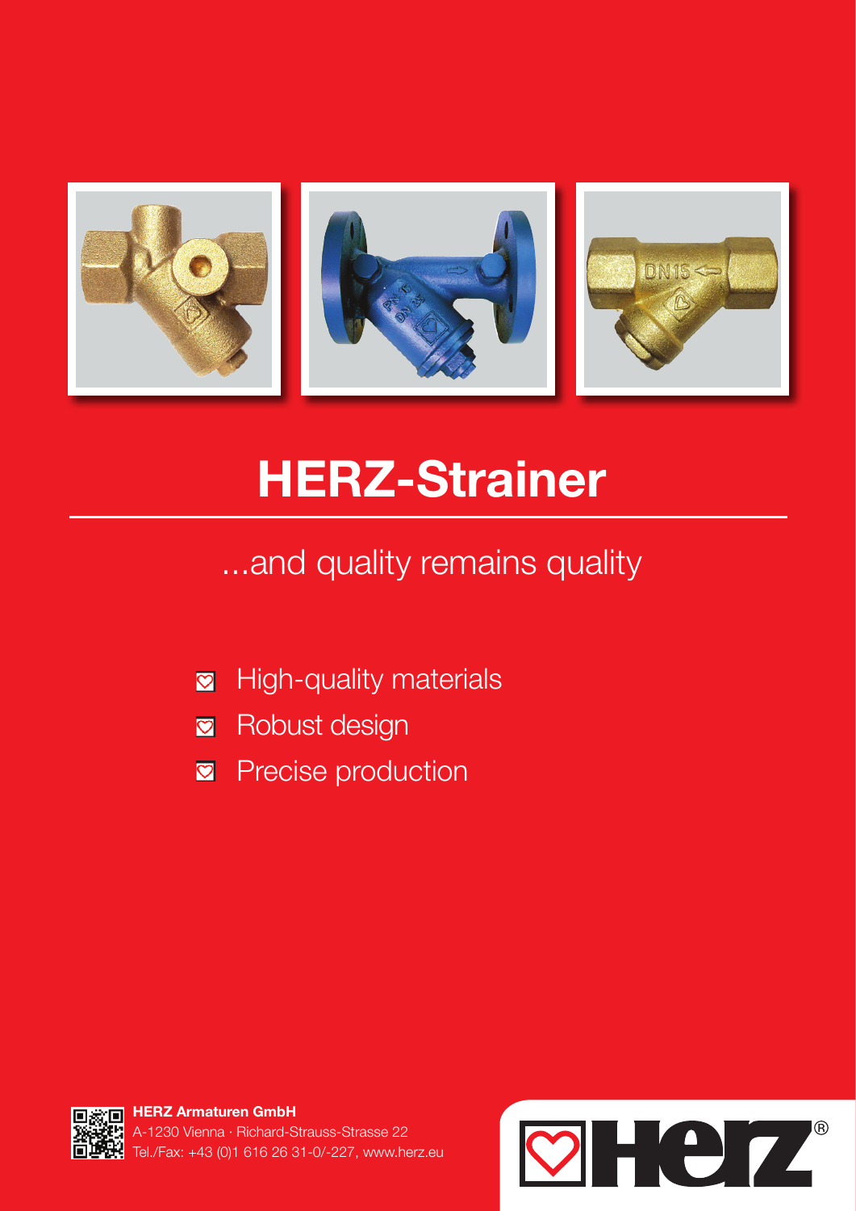# HERZ-Strainer

...and quality remains quality

- High-quality materials
- Robust design
- Precise production

**HERZ Armaturen GmbH**
A-1230 Vienna · Richard-Strauss-Strasse 22
Tel./Fax: +43 (0)1 616 26 31-0/-227, www.herz.eu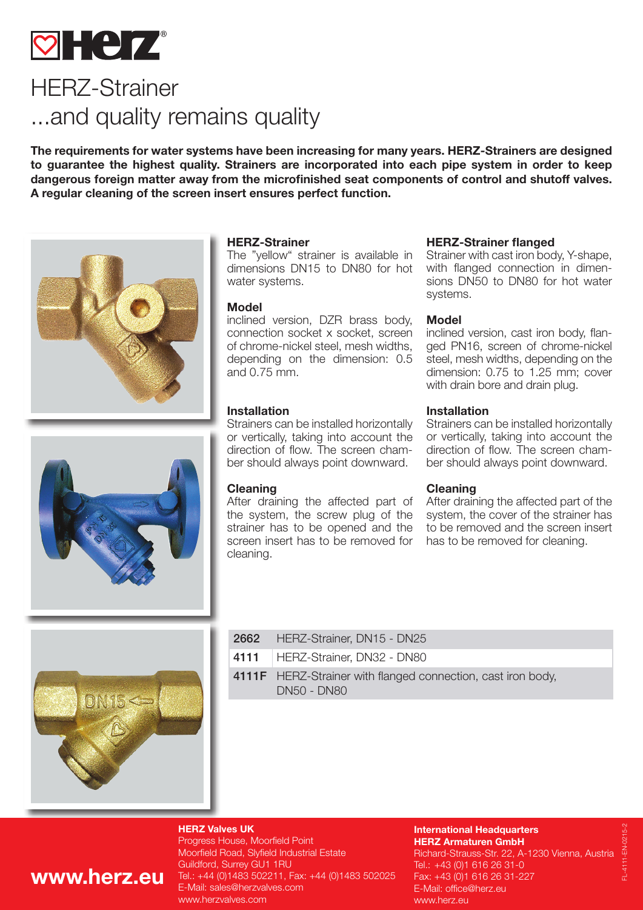# HERZ-Strainer

## ...and quality remains quality

**The requirements for water systems have been increasing for many years. HERZ-Strainers are designed to guarantee the highest quality. Strainers are incorporated into each pipe system in order to keep dangerous foreign matter away from the microfinished seat components of control and shutoff valves. A regular cleaning of the screen insert ensures perfect function.**

### HERZ-Strainer

The "yellow" strainer is available in dimensions DN15 to DN80 for hot water systems.

#### Model

inclined version, DZR brass body, connection socket x socket, screen of chrome-nickel steel, mesh widths, depending on the dimension: 0.5 and 0.75 mm.

#### Installation

Strainers can be installed horizontally or vertically, taking into account the direction of flow. The screen chamber should always point downward.

#### Cleaning

After draining the affected part of the system, the screw plug of the strainer has to be opened and the screen insert has to be removed for cleaning.

### HERZ-Strainer flanged

Strainer with cast iron body, Y-shape, with flanged connection in dimensions DN50 to DN80 for hot water systems.

#### Model

inclined version, cast iron body, flanged PN16, screen of chrome-nickel steel, mesh widths, depending on the dimension: 0.75 to 1.25 mm; cover with drain bore and drain plug.

#### Installation

Strainers can be installed horizontally or vertically, taking into account the direction of flow. The screen chamber should always point downward.

#### Cleaning

After draining the affected part of the system, the cover of the strainer has to be removed and the screen insert has to be removed for cleaning.

| | |
|---|---|
| **2662** | HERZ-Strainer, DN15 - DN25 |
| **4111** | HERZ-Strainer, DN32 - DN80 |
| **4111F** | HERZ-Strainer with flanged connection, cast iron body, DN50 - DN80 |

**www.herz.eu**

**HERZ Valves UK**
Progress House, Moorfield Point
Moorfield Road, Slyfield Industrial Estate
Guildford, Surrey GU1 1RU
Tel.: +44 (0)1483 502211, Fax: +44 (0)1483 502025
E-Mail: sales@herzvalves.com
www.herzvalves.com

**International Headquarters**
**HERZ Armaturen GmbH**
Richard-Strauss-Str. 22, A-1230 Vienna, Austria
Tel.: +43 (0)1 616 26 31-0
Fax: +43 (0)1 616 26 31-227
E-Mail: office@herz.eu
www.herz.eu

FL-4111-EN-0215-2